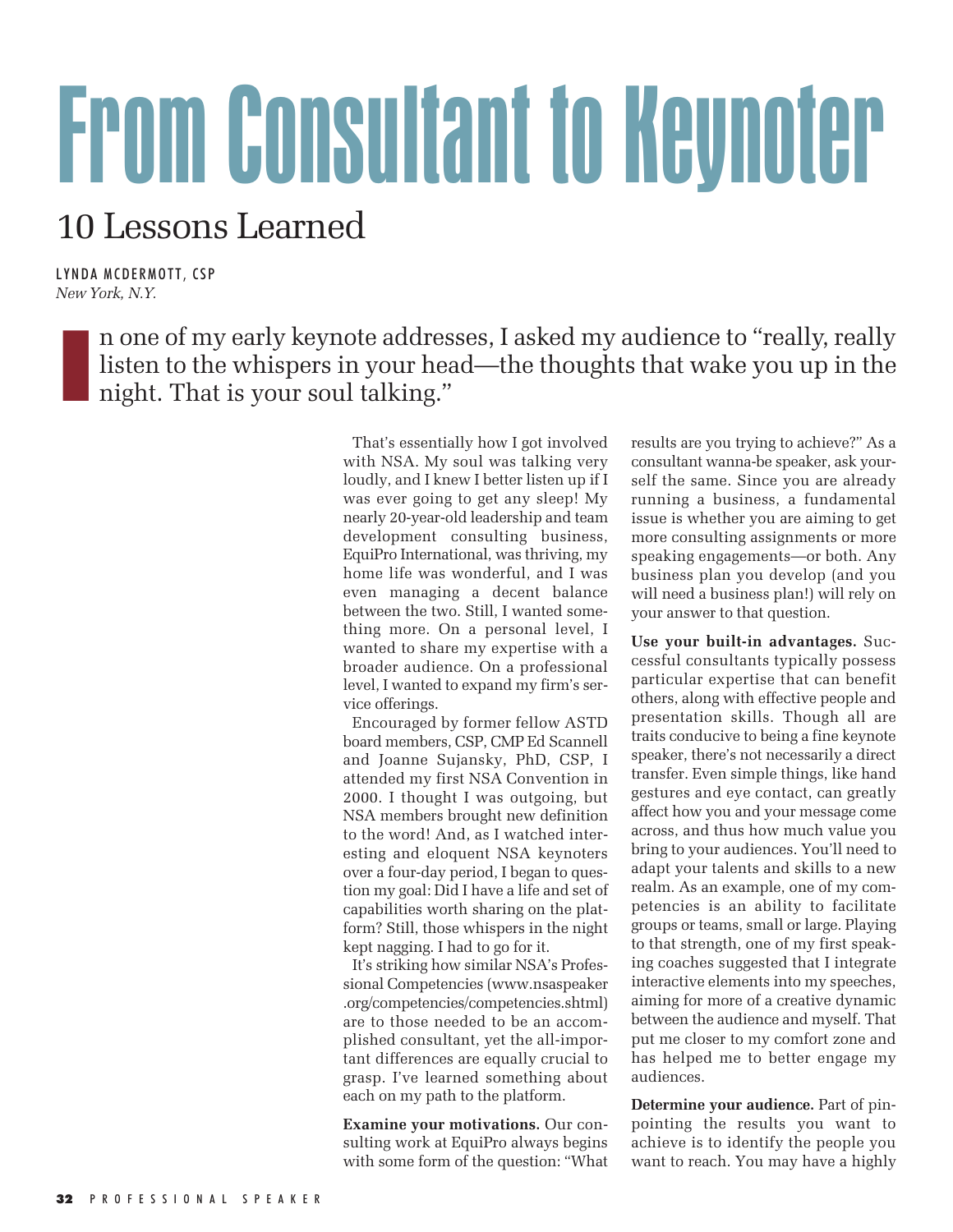# From Consultant to Keynoter

## 10 Lessons Learned

LYNDA MCDERMOTT, CSP
*New York, N.Y.*

In one of my early keynote addresses, I asked my audience to "really, really listen to the whispers in your head—the thoughts that wake you up in the night. That is your soul talking."

That's essentially how I got involved with NSA. My soul was talking very loudly, and I knew I better listen up if I was ever going to get any sleep! My nearly 20-year-old leadership and team development consulting business, EquiPro International, was thriving, my home life was wonderful, and I was even managing a decent balance between the two. Still, I wanted something more. On a personal level, I wanted to share my expertise with a broader audience. On a professional level, I wanted to expand my firm's service offerings.

Encouraged by former fellow ASTD board members, CSP, CMP Ed Scannell and Joanne Sujansky, PhD, CSP, I attended my first NSA Convention in 2000. I thought I was outgoing, but NSA members brought new definition to the word! And, as I watched interesting and eloquent NSA keynoters over a four-day period, I began to question my goal: Did I have a life and set of capabilities worth sharing on the platform? Still, those whispers in the night kept nagging. I had to go for it.

It's striking how similar NSA's Professional Competencies (www.nsaspeaker.org/competencies/competencies.shtml) are to those needed to be an accomplished consultant, yet the all-important differences are equally crucial to grasp. I've learned something about each on my path to the platform.

**Examine your motivations.** Our consulting work at EquiPro always begins with some form of the question: "What results are you trying to achieve?" As a consultant wanna-be speaker, ask yourself the same. Since you are already running a business, a fundamental issue is whether you are aiming to get more consulting assignments or more speaking engagements—or both. Any business plan you develop (and you will need a business plan!) will rely on your answer to that question.

**Use your built-in advantages.** Successful consultants typically possess particular expertise that can benefit others, along with effective people and presentation skills. Though all are traits conducive to being a fine keynote speaker, there's not necessarily a direct transfer. Even simple things, like hand gestures and eye contact, can greatly affect how you and your message come across, and thus how much value you bring to your audiences. You'll need to adapt your talents and skills to a new realm. As an example, one of my competencies is an ability to facilitate groups or teams, small or large. Playing to that strength, one of my first speaking coaches suggested that I integrate interactive elements into my speeches, aiming for more of a creative dynamic between the audience and myself. That put me closer to my comfort zone and has helped me to better engage my audiences.

**Determine your audience.** Part of pinpointing the results you want to achieve is to identify the people you want to reach. You may have a highly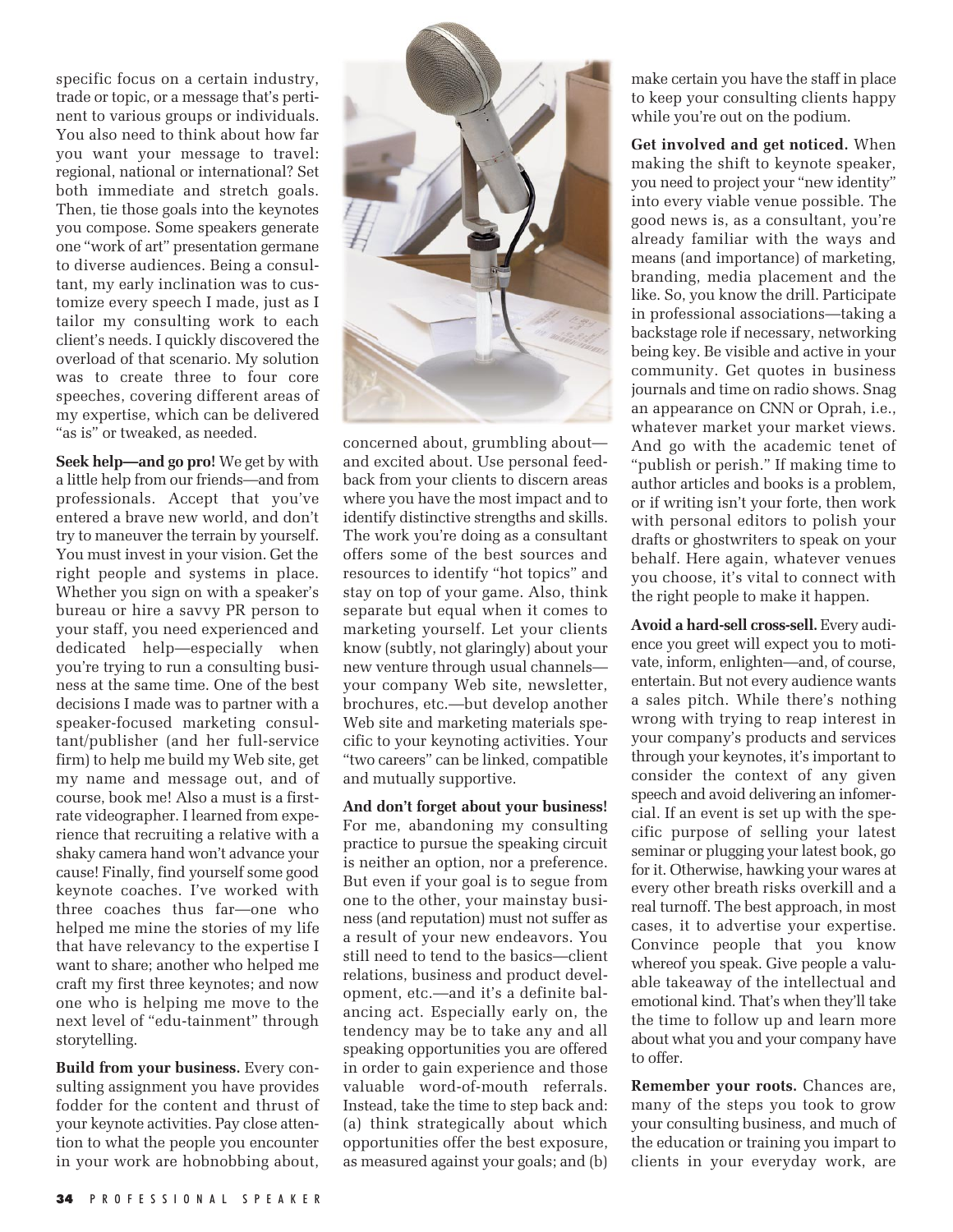specific focus on a certain industry, trade or topic, or a message that's pertinent to various groups or individuals. You also need to think about how far you want your message to travel: regional, national or international? Set both immediate and stretch goals. Then, tie those goals into the keynotes you compose. Some speakers generate one "work of art" presentation germane to diverse audiences. Being a consultant, my early inclination was to customize every speech I made, just as I tailor my consulting work to each client's needs. I quickly discovered the overload of that scenario. My solution was to create three to four core speeches, covering different areas of my expertise, which can be delivered "as is" or tweaked, as needed.

**Seek help—and go pro!** We get by with a little help from our friends—and from professionals. Accept that you've entered a brave new world, and don't try to maneuver the terrain by yourself. You must invest in your vision. Get the right people and systems in place. Whether you sign on with a speaker's bureau or hire a savvy PR person to your staff, you need experienced and dedicated help—especially when you're trying to run a consulting business at the same time. One of the best decisions I made was to partner with a speaker-focused marketing consultant/publisher (and her full-service firm) to help me build my Web site, get my name and message out, and of course, book me! Also a must is a first-rate videographer. I learned from experience that recruiting a relative with a shaky camera hand won't advance your cause! Finally, find yourself some good keynote coaches. I've worked with three coaches thus far—one who helped me mine the stories of my life that have relevancy to the expertise I want to share; another who helped me craft my first three keynotes; and now one who is helping me move to the next level of "edu-tainment" through storytelling.

**Build from your business.** Every consulting assignment you have provides fodder for the content and thrust of your keynote activities. Pay close attention to what the people you encounter in your work are hobnobbing about, concerned about, grumbling about—and excited about. Use personal feedback from your clients to discern areas where you have the most impact and to identify distinctive strengths and skills. The work you're doing as a consultant offers some of the best sources and resources to identify "hot topics" and stay on top of your game. Also, think separate but equal when it comes to marketing yourself. Let your clients know (subtly, not glaringly) about your new venture through usual channels—your company Web site, newsletter, brochures, etc.—but develop another Web site and marketing materials specific to your keynoting activities. Your "two careers" can be linked, compatible and mutually supportive.

**And don't forget about your business!** For me, abandoning my consulting practice to pursue the speaking circuit is neither an option, nor a preference. But even if your goal is to segue from one to the other, your mainstay business (and reputation) must not suffer as a result of your new endeavors. You still need to tend to the basics—client relations, business and product development, etc.—and it's a definite balancing act. Especially early on, the tendency may be to take any and all speaking opportunities you are offered in order to gain experience and those valuable word-of-mouth referrals. Instead, take the time to step back and: (a) think strategically about which opportunities offer the best exposure, as measured against your goals; and (b) make certain you have the staff in place to keep your consulting clients happy while you're out on the podium.

**Get involved and get noticed.** When making the shift to keynote speaker, you need to project your "new identity" into every viable venue possible. The good news is, as a consultant, you're already familiar with the ways and means (and importance) of marketing, branding, media placement and the like. So, you know the drill. Participate in professional associations—taking a backstage role if necessary, networking being key. Be visible and active in your community. Get quotes in business journals and time on radio shows. Snag an appearance on CNN or Oprah, i.e., whatever market your market views. And go with the academic tenet of "publish or perish." If making time to author articles and books is a problem, or if writing isn't your forte, then work with personal editors to polish your drafts or ghostwriters to speak on your behalf. Here again, whatever venues you choose, it's vital to connect with the right people to make it happen.

**Avoid a hard-sell cross-sell.** Every audience you greet will expect you to motivate, inform, enlighten—and, of course, entertain. But not every audience wants a sales pitch. While there's nothing wrong with trying to reap interest in your company's products and services through your keynotes, it's important to consider the context of any given speech and avoid delivering an infomercial. If an event is set up with the specific purpose of selling your latest seminar or plugging your latest book, go for it. Otherwise, hawking your wares at every other breath risks overkill and a real turnoff. The best approach, in most cases, it to advertise your expertise. Convince people that you know whereof you speak. Give people a valuable takeaway of the intellectual and emotional kind. That's when they'll take the time to follow up and learn more about what you and your company have to offer.

**Remember your roots.** Chances are, many of the steps you took to grow your consulting business, and much of the education or training you impart to clients in your everyday work, are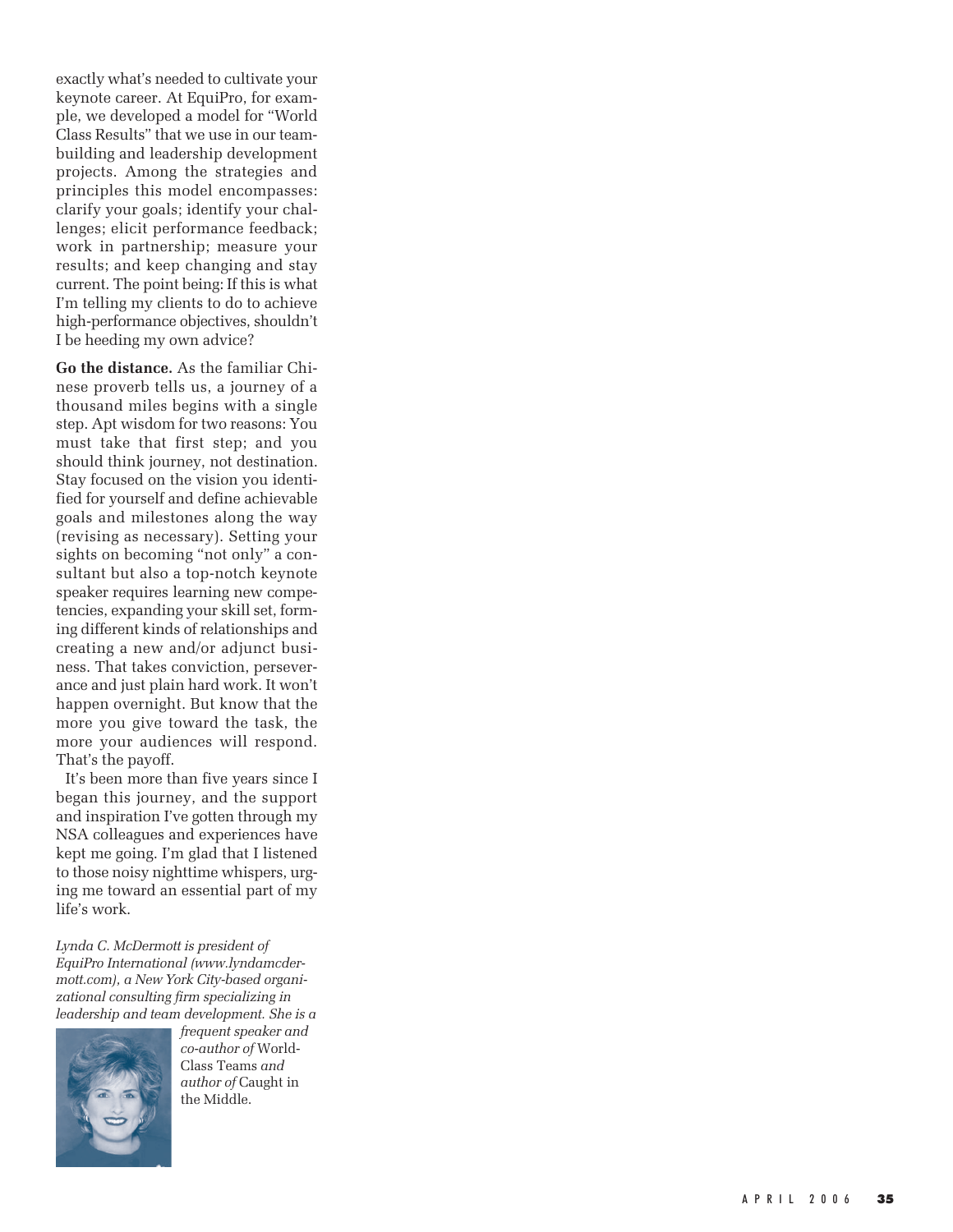exactly what's needed to cultivate your keynote career. At EquiPro, for example, we developed a model for "World Class Results" that we use in our teambuilding and leadership development projects. Among the strategies and principles this model encompasses: clarify your goals; identify your challenges; elicit performance feedback; work in partnership; measure your results; and keep changing and stay current. The point being: If this is what I'm telling my clients to do to achieve high-performance objectives, shouldn't I be heeding my own advice?

**Go the distance.** As the familiar Chinese proverb tells us, a journey of a thousand miles begins with a single step. Apt wisdom for two reasons: You must take that first step; and you should think journey, not destination. Stay focused on the vision you identified for yourself and define achievable goals and milestones along the way (revising as necessary). Setting your sights on becoming "not only" a consultant but also a top-notch keynote speaker requires learning new competencies, expanding your skill set, forming different kinds of relationships and creating a new and/or adjunct business. That takes conviction, perseverance and just plain hard work. It won't happen overnight. But know that the more you give toward the task, the more your audiences will respond. That's the payoff.

It's been more than five years since I began this journey, and the support and inspiration I've gotten through my NSA colleagues and experiences have kept me going. I'm glad that I listened to those noisy nighttime whispers, urging me toward an essential part of my life's work.

*Lynda C. McDermott is president of EquiPro International (www.lyndamcdermott.com), a New York City-based organizational consulting firm specializing in leadership and team development. She is a frequent speaker and co-author of* World-Class Teams *and author of* Caught in the Middle.